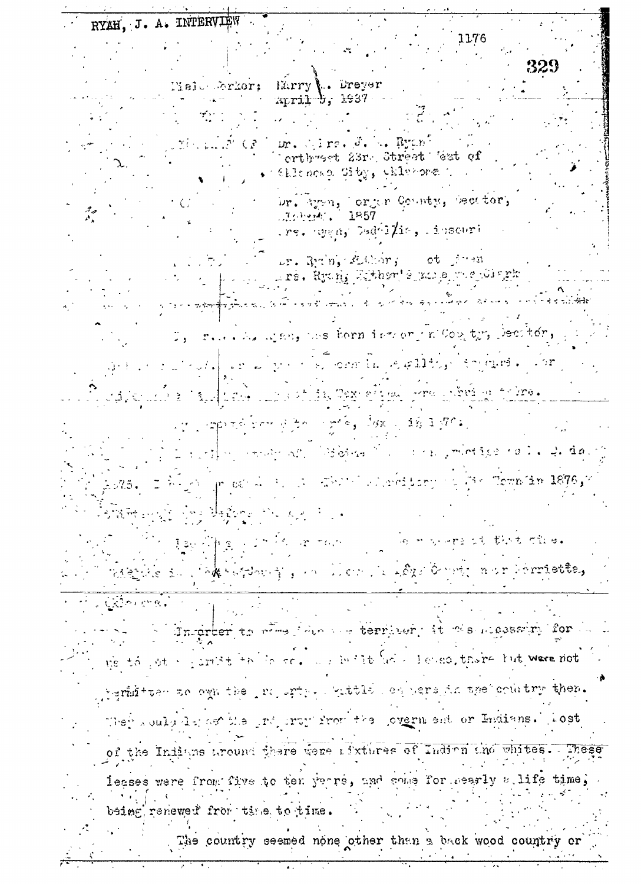RYAN, J. A. INTERVIEW

Field Worker: Harry M. Dreyer
April 5, 1937

Name of Dr. & Mrs. J. A. Ryan
Northwest 23rd Street West of
Oklahoma City, Oklahoma

Dr. Ryan, Morgan County, Decatur, Alabama. 1857
Mrs. Ryan, Sedalia, Missouri

Dr. Ryan, Father; ... Ryan
Mrs. Ryan, Father's name ... Clark

---

Dr. J. A. Ryan, was born in Morgan County, Decatur, ... Mrs. Ryan was born in Sedalia, Missouri. ... Texas ... were married there.

... Texas in 1870.

... practise ... 1875. I ... Territory ... in 1876, ...

... at that time.

... County near Marietta, Oklahoma.

In order to come into the territory it was necessary for us to get a permit to come ... built ... houses there but were not permitted to own the property. Cattle owners in the country then. They would lease the property from the government or Indians. Most of the Indians around there were mixtures of Indian and whites. These leases were from five to ten years, and some for nearly a life time, being renewed from time to time.

The country seemed none other than a back wood country or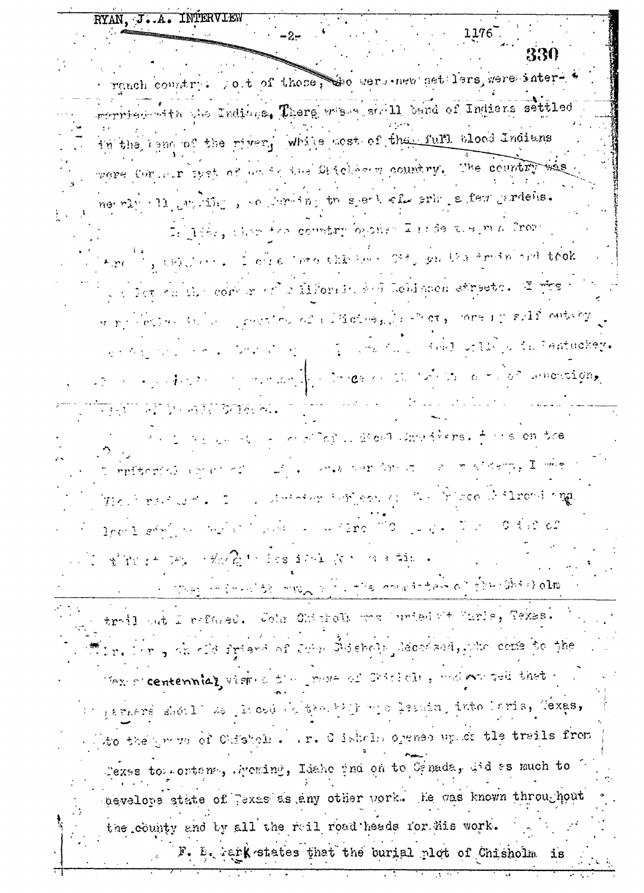ranch country. Most of those, who were new settlers, were intermarried with the Indians. There was a small band of Indians settled in the bend of the river, while most of the full blood Indians were farther east of us in the Chickasaw country. The country was nearly all grazing, no farming to speak of, only a few gardens.

In 18??, when the country opened I made the run from ... I came into this town ... on the train and took ... lot on the corner of California and Robinson streets. I was ... in the ... of ... , ... self ... ... in Kentucky. ... of ... ... of education, ...

... of ... Pioneers. ... on the Territorial ... , I was ... the ... Frisco Railroad and ... 

... the committee of the Chisholm trail but I refused. John Chisholm was buried at Paris, Texas. Mr. ..., an old friend of John Chisholm, deceased, who came to the Texas centennial, visited the grave of Chisholm, and wanted that markers should be placed on the highway leading into Paris, Texas, to the grave of Chisholm. Mr. Chisholm opened up cattle trails from Texas to Montana, Wyoming, Idaho and on to Canada, did as much to develope state of Texas as any other work. He was known throughout the county and by all the rail road heads for his work.

F. E. Park states that the burial plot of Chisholm is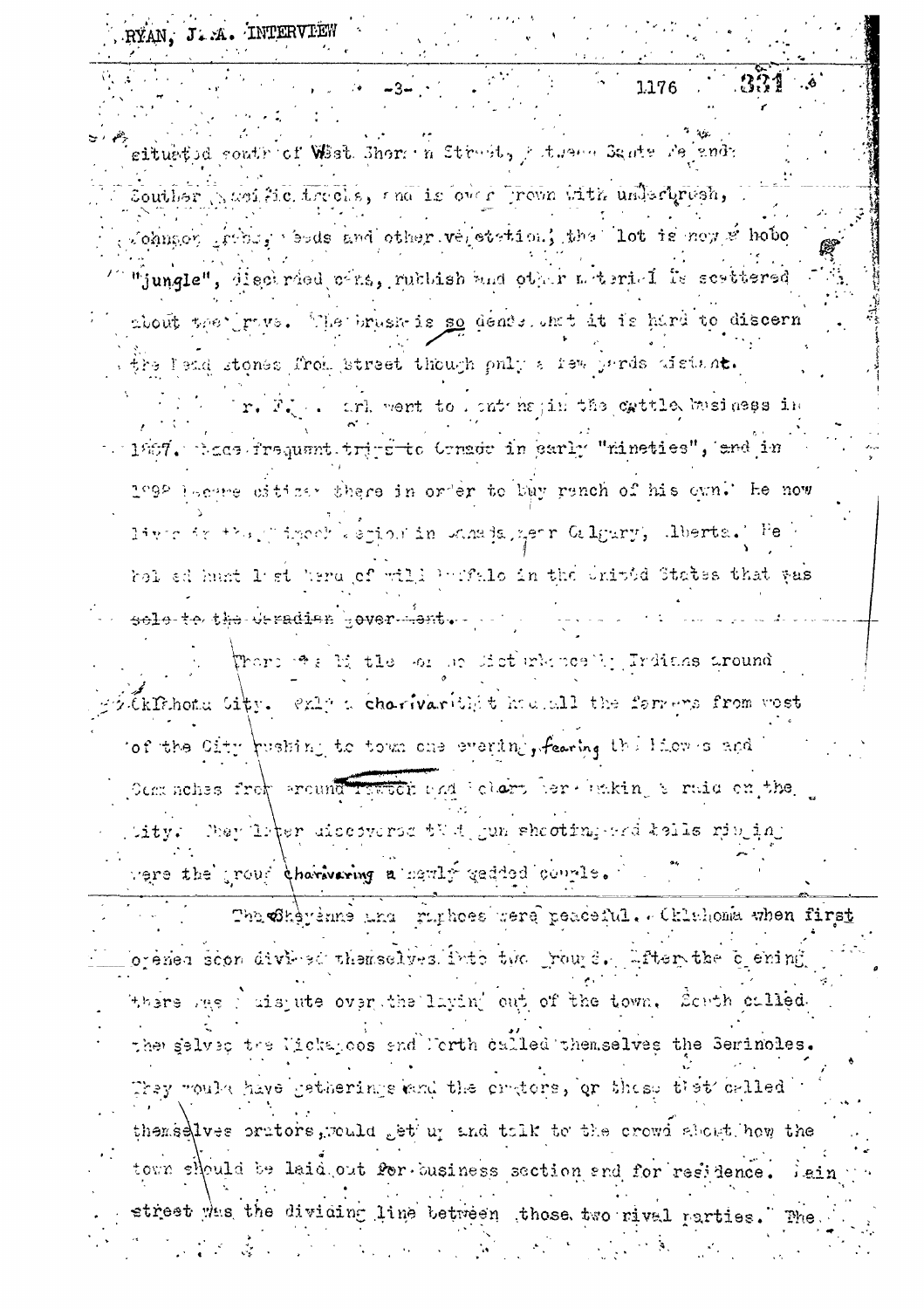situated south of West Sherman Street, between Santa Fe and Southern Pacific tracks, and is overgrown with underbrush, Johnson grass, weeds and other vegetation; the lot is now a hobo "jungle", discarded cans, rubbish and other material is scattered about the grave. The brush is so dense that it is hard to discern the head stones from street though only a few yards distant.

Mr. F... went to Montana in the cattle business in 1887. Made frequent trips to Canada in early "nineties", and in 1898 became citizen there in order to buy ranch of his own. He now lives in the ranch region in Canada, near Calgary, Alberta. He helped hunt last herd of wild buffalo in the United States that was sold to the Canadian government.

There was little or no disturbance by Indians around Oklahoma City. Only a charivari that brought all the farmers from west of the City rushing to town one evening, fearing the Kiowas and Comanches from around Lawton and Anadarko were making a raid on the City. They later discovered that gun shooting and bells ringing were the group charivaring a newly wedded couple.

The Cheyenne and Arapahoes were peaceful. Oklahoma when first opened soon divided themselves into two groups. After the opening there was a dispute over the laying out of the town. South called themselves the Kickapoos and North called themselves the Seminoles. They would have gatherings and the orators, or those that called themselves orators, would get up and talk to the crowd about how the town should be laid out for business section and for residence. Main street was the dividing line between those two rival parties. The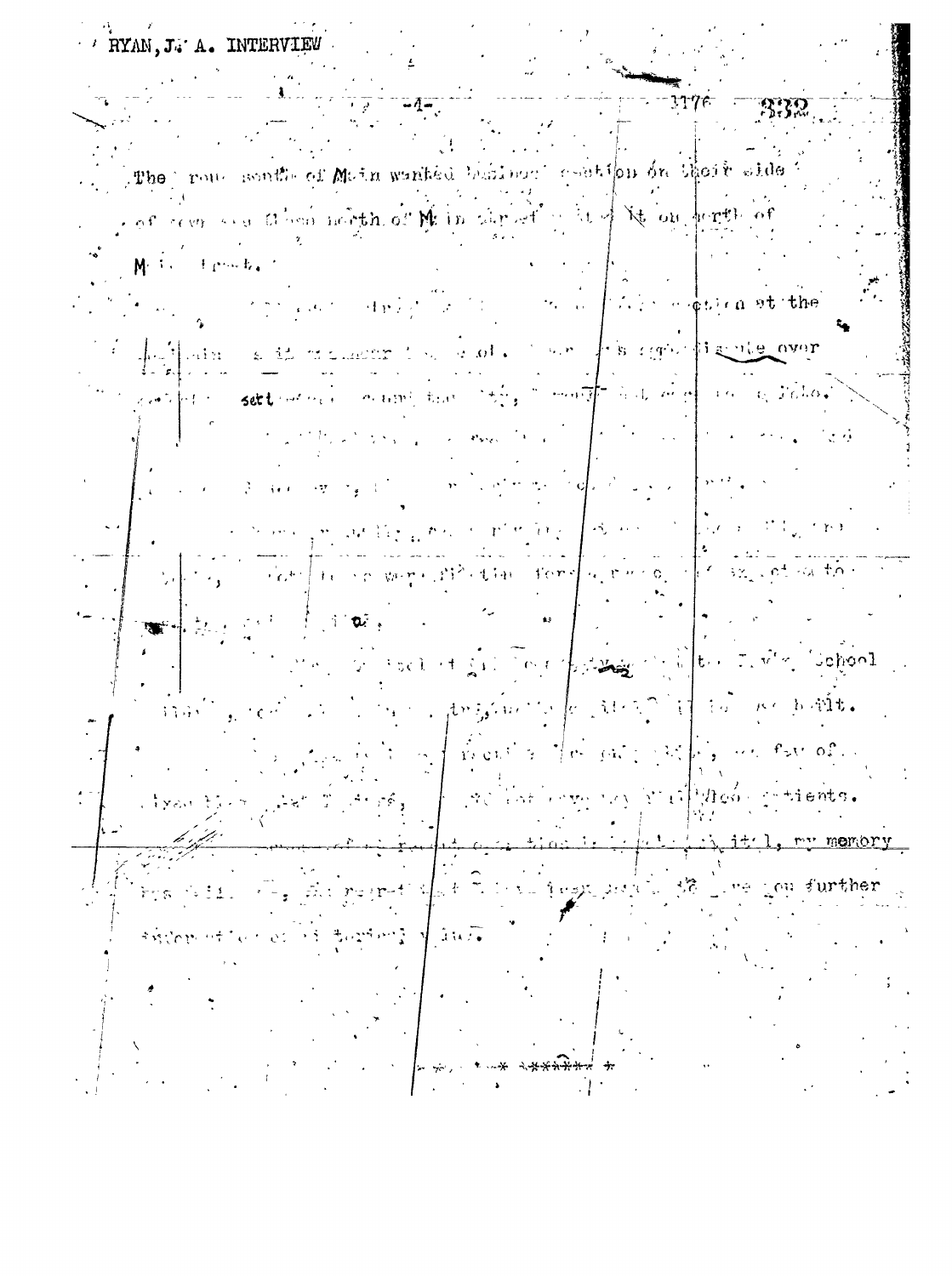The ... south of Main wanted business ... on their side of ... north of Main street ... north of Main ...

... at the ... over ... settlement ...

... School ... built.

... patients.

... my memory ... you further ...

\* \* \* \* \* \* \* \* \* \*